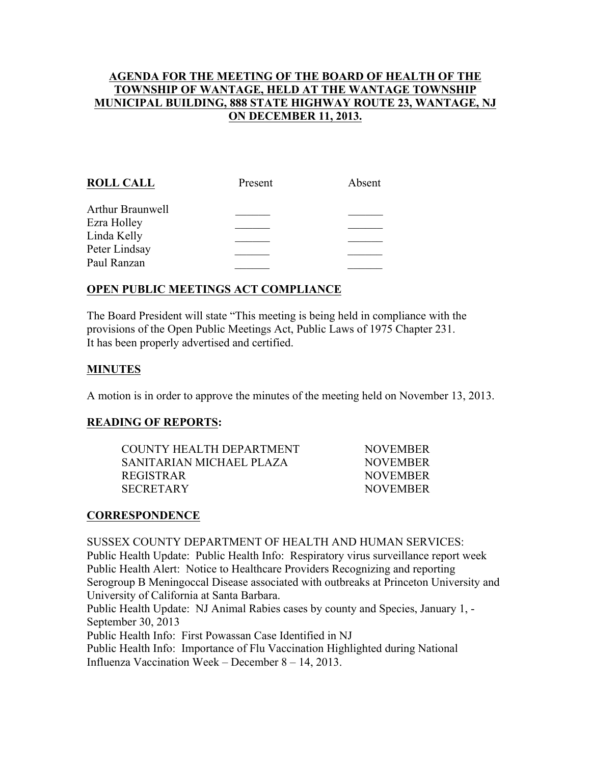**AGENDA FOR THE MEETING OF THE BOARD OF HEALTH OF THE TOWNSHIP OF WANTAGE, HELD AT THE WANTAGE TOWNSHIP MUNICIPAL BUILDING, 888 STATE HIGHWAY ROUTE 23, WANTAGE, NJ ON DECEMBER 11, 2013.**

| ROLL CALL | Present | Absent |
|---|---|---|
| Arthur Braunwell | ______ | ______ |
| Ezra Holley | ______ | ______ |
| Linda Kelly | ______ | ______ |
| Peter Lindsay | ______ | ______ |
| Paul Ranzan | ______ | ______ |

**OPEN PUBLIC MEETINGS ACT COMPLIANCE**

The Board President will state "This meeting is being held in compliance with the provisions of the Open Public Meetings Act, Public Laws of 1975 Chapter 231. It has been properly advertised and certified.

**MINUTES**

A motion is in order to approve the minutes of the meeting held on November 13, 2013.

**READING OF REPORTS:**

| | |
|---|---|
| COUNTY HEALTH DEPARTMENT | NOVEMBER |
| SANITARIAN MICHAEL PLAZA | NOVEMBER |
| REGISTRAR | NOVEMBER |
| SECRETARY | NOVEMBER |

**CORRESPONDENCE**

SUSSEX COUNTY DEPARTMENT OF HEALTH AND HUMAN SERVICES:
Public Health Update: Public Health Info: Respiratory virus surveillance report week
Public Health Alert: Notice to Healthcare Providers Recognizing and reporting Serogroup B Meningoccal Disease associated with outbreaks at Princeton University and University of California at Santa Barbara.
Public Health Update: NJ Animal Rabies cases by county and Species, January 1, - September 30, 2013
Public Health Info: First Powassan Case Identified in NJ
Public Health Info: Importance of Flu Vaccination Highlighted during National Influenza Vaccination Week – December 8 – 14, 2013.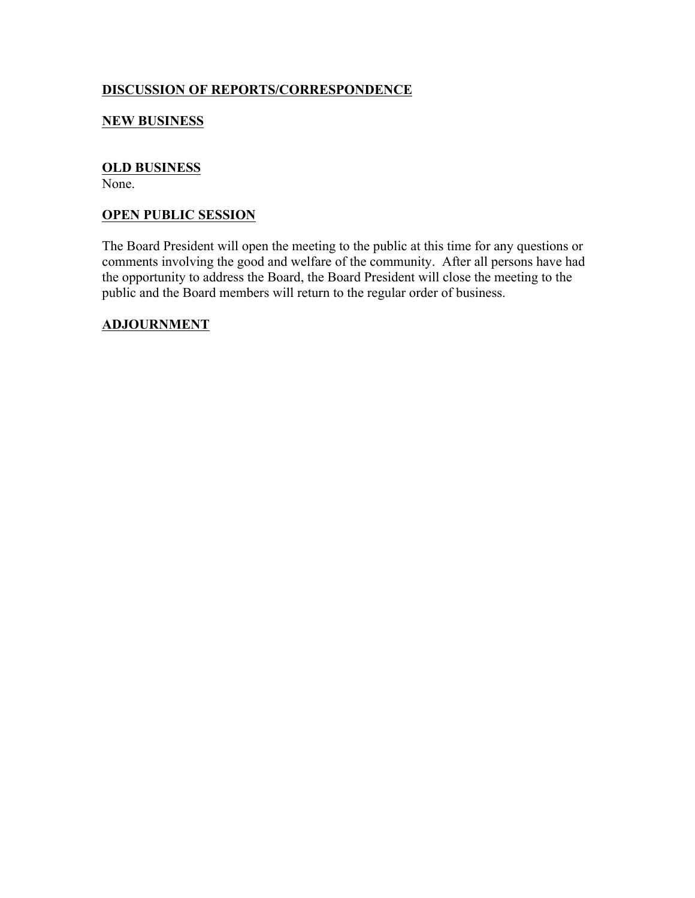**DISCUSSION OF REPORTS/CORRESPONDENCE**

**NEW BUSINESS**

**OLD BUSINESS**

None.

**OPEN PUBLIC SESSION**

The Board President will open the meeting to the public at this time for any questions or comments involving the good and welfare of the community. After all persons have had the opportunity to address the Board, the Board President will close the meeting to the public and the Board members will return to the regular order of business.

**ADJOURNMENT**